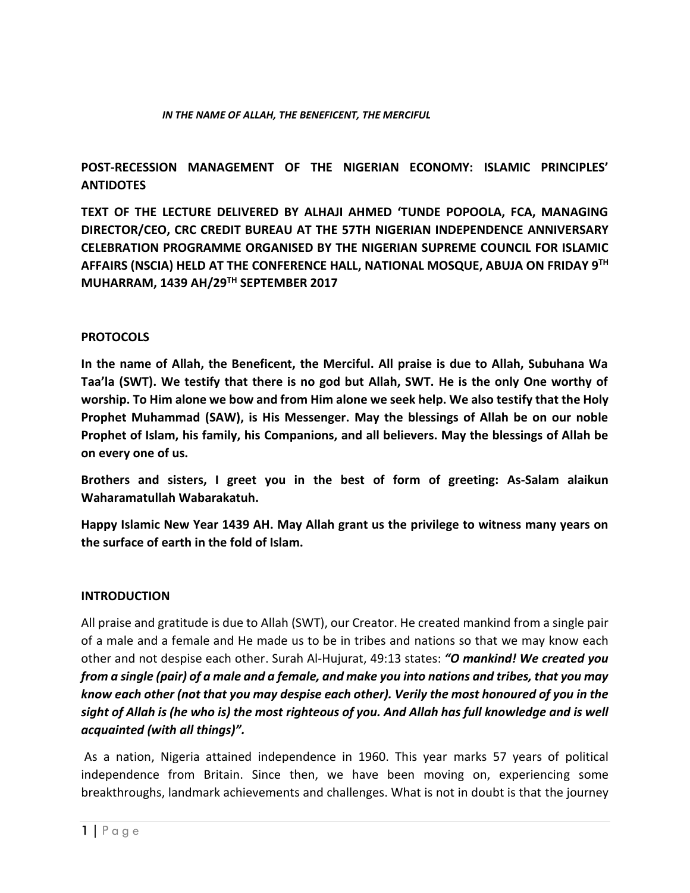*IN THE NAME OF ALLAH, THE BENEFICENT, THE MERCIFUL*

# POST-RECESSION MANAGEMENT OF THE NIGERIAN ECONOMY: ISLAMIC PRINCIPLES' ANTIDOTES

**TEXT OF THE LECTURE DELIVERED BY ALHAJI AHMED 'TUNDE POPOOLA, FCA, MANAGING DIRECTOR/CEO, CRC CREDIT BUREAU AT THE 57TH NIGERIAN INDEPENDENCE ANNIVERSARY CELEBRATION PROGRAMME ORGANISED BY THE NIGERIAN SUPREME COUNCIL FOR ISLAMIC AFFAIRS (NSCIA) HELD AT THE CONFERENCE HALL, NATIONAL MOSQUE, ABUJA ON FRIDAY 9TH MUHARRAM, 1439 AH/29TH SEPTEMBER 2017**

## PROTOCOLS

**In the name of Allah, the Beneficent, the Merciful. All praise is due to Allah, Subuhana Wa Taa'la (SWT). We testify that there is no god but Allah, SWT. He is the only One worthy of worship. To Him alone we bow and from Him alone we seek help. We also testify that the Holy Prophet Muhammad (SAW), is His Messenger. May the blessings of Allah be on our noble Prophet of Islam, his family, his Companions, and all believers. May the blessings of Allah be on every one of us.**

**Brothers and sisters, I greet you in the best of form of greeting: As-Salam alaikun Waharamatullah Wabarakatuh.**

**Happy Islamic New Year 1439 AH. May Allah grant us the privilege to witness many years on the surface of earth in the fold of Islam.**

## INTRODUCTION

All praise and gratitude is due to Allah (SWT), our Creator. He created mankind from a single pair of a male and a female and He made us to be in tribes and nations so that we may know each other and not despise each other. Surah Al-Hujurat, 49:13 states: ***"O mankind! We created you from a single (pair) of a male and a female, and make you into nations and tribes, that you may know each other (not that you may despise each other). Verily the most honoured of you in the sight of Allah is (he who is) the most righteous of you. And Allah has full knowledge and is well acquainted (with all things)".***

As a nation, Nigeria attained independence in 1960. This year marks 57 years of political independence from Britain. Since then, we have been moving on, experiencing some breakthroughs, landmark achievements and challenges. What is not in doubt is that the journey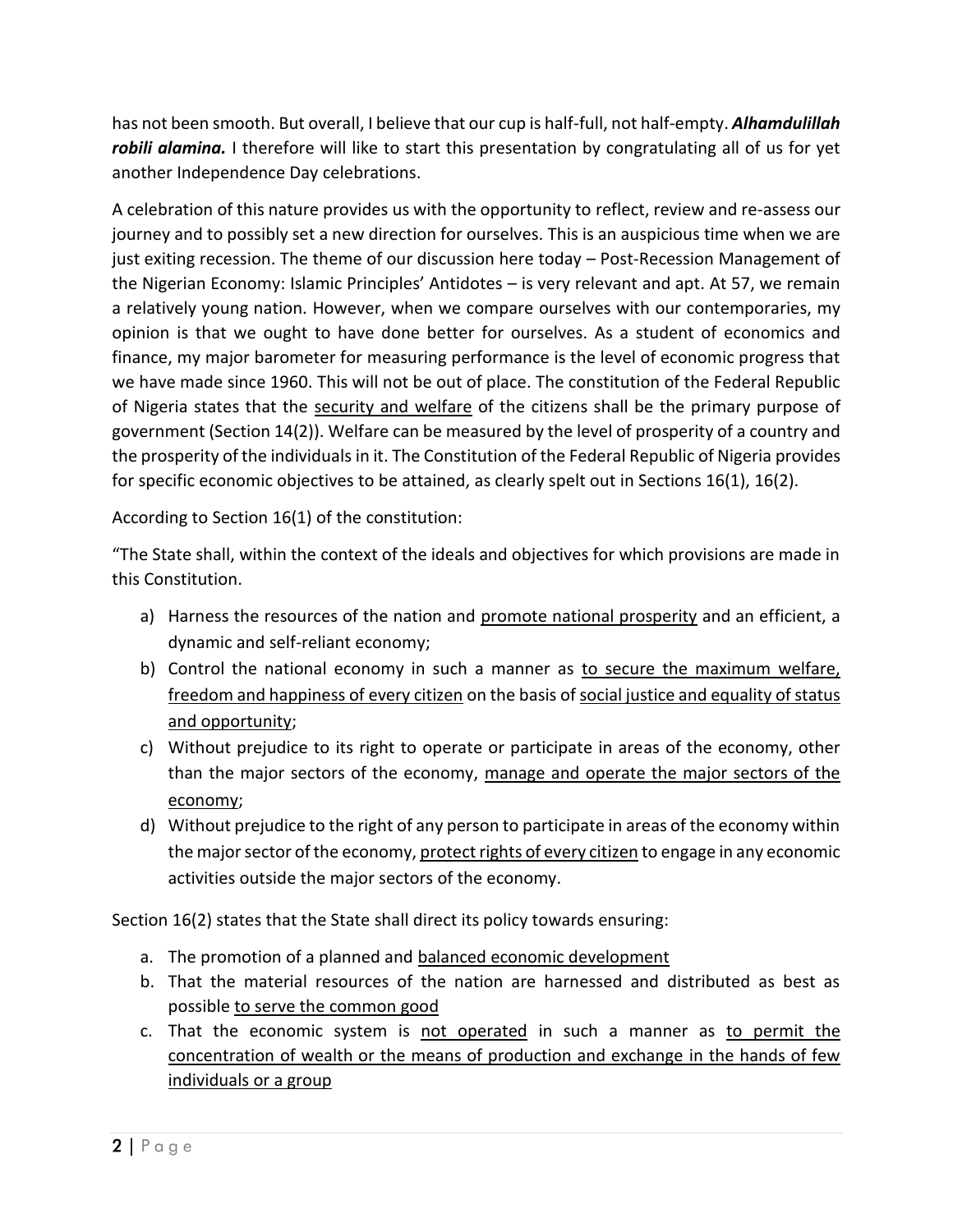has not been smooth. But overall, I believe that our cup is half-full, not half-empty. ***Alhamdulillah robili alamina.*** I therefore will like to start this presentation by congratulating all of us for yet another Independence Day celebrations.

A celebration of this nature provides us with the opportunity to reflect, review and re-assess our journey and to possibly set a new direction for ourselves. This is an auspicious time when we are just exiting recession. The theme of our discussion here today – Post-Recession Management of the Nigerian Economy: Islamic Principles' Antidotes – is very relevant and apt. At 57, we remain a relatively young nation. However, when we compare ourselves with our contemporaries, my opinion is that we ought to have done better for ourselves. As a student of economics and finance, my major barometer for measuring performance is the level of economic progress that we have made since 1960. This will not be out of place. The constitution of the Federal Republic of Nigeria states that the <u>security and welfare</u> of the citizens shall be the primary purpose of government (Section 14(2)). Welfare can be measured by the level of prosperity of a country and the prosperity of the individuals in it. The Constitution of the Federal Republic of Nigeria provides for specific economic objectives to be attained, as clearly spelt out in Sections 16(1), 16(2).

According to Section 16(1) of the constitution:

"The State shall, within the context of the ideals and objectives for which provisions are made in this Constitution.

a) Harness the resources of the nation and <u>promote national prosperity</u> and an efficient, a dynamic and self-reliant economy;
b) Control the national economy in such a manner as <u>to secure the maximum welfare, freedom and happiness of every citizen</u> on the basis of <u>social justice and equality of status and opportunity</u>;
c) Without prejudice to its right to operate or participate in areas of the economy, other than the major sectors of the economy, <u>manage and operate the major sectors of the economy</u>;
d) Without prejudice to the right of any person to participate in areas of the economy within the major sector of the economy, <u>protect rights of every citizen</u> to engage in any economic activities outside the major sectors of the economy.

Section 16(2) states that the State shall direct its policy towards ensuring:

a. The promotion of a planned and <u>balanced economic development</u>
b. That the material resources of the nation are harnessed and distributed as best as possible <u>to serve the common good</u>
c. That the economic system is <u>not operated</u> in such a manner as <u>to permit the concentration of wealth or the means of production and exchange in the hands of few individuals or a group</u>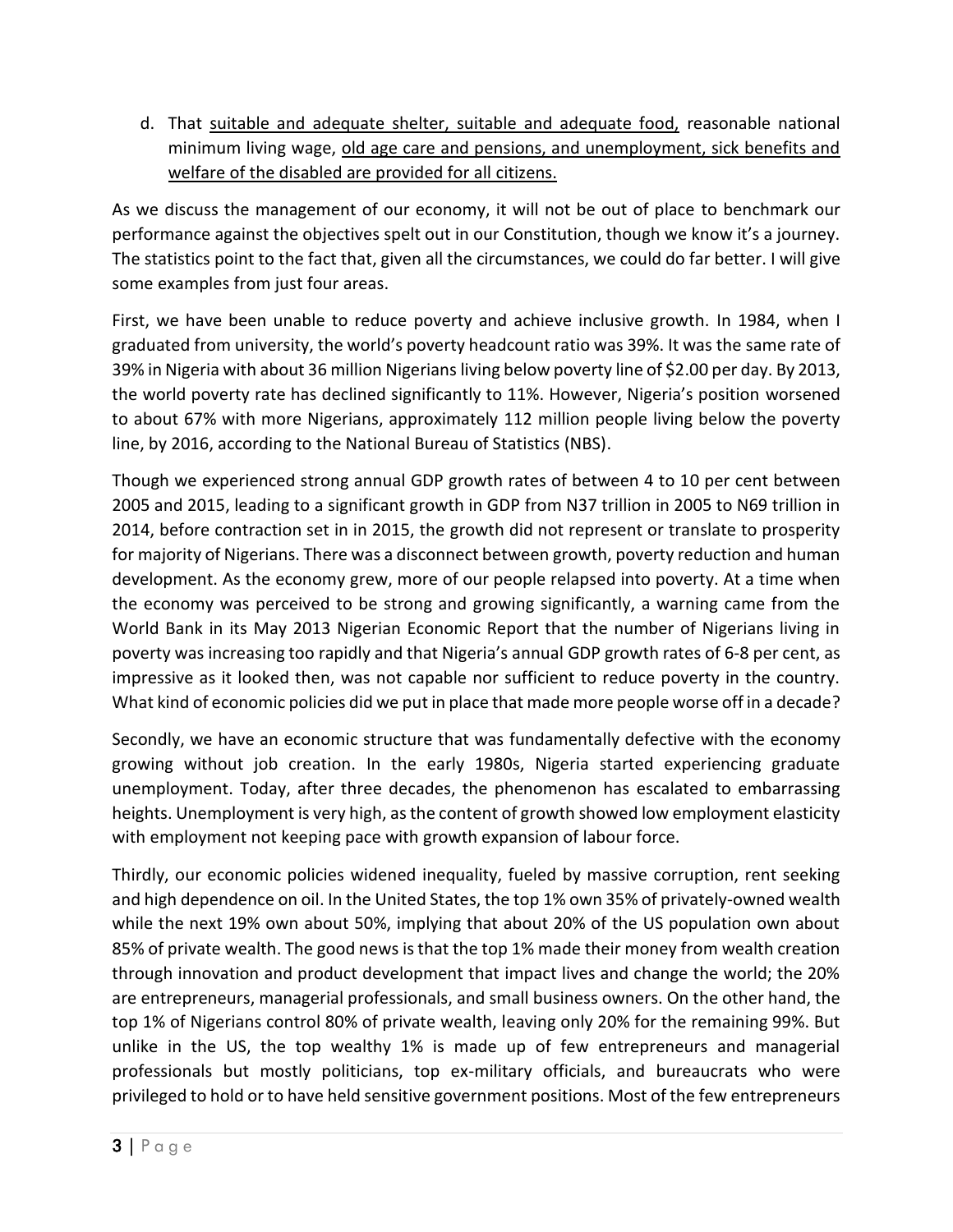d. That <u>suitable and adequate shelter, suitable and adequate food,</u> reasonable national minimum living wage, <u>old age care and pensions, and unemployment, sick benefits and welfare of the disabled are provided for all citizens.</u>

As we discuss the management of our economy, it will not be out of place to benchmark our performance against the objectives spelt out in our Constitution, though we know it's a journey. The statistics point to the fact that, given all the circumstances, we could do far better. I will give some examples from just four areas.

First, we have been unable to reduce poverty and achieve inclusive growth. In 1984, when I graduated from university, the world's poverty headcount ratio was 39%. It was the same rate of 39% in Nigeria with about 36 million Nigerians living below poverty line of $2.00 per day. By 2013, the world poverty rate has declined significantly to 11%. However, Nigeria's position worsened to about 67% with more Nigerians, approximately 112 million people living below the poverty line, by 2016, according to the National Bureau of Statistics (NBS).

Though we experienced strong annual GDP growth rates of between 4 to 10 per cent between 2005 and 2015, leading to a significant growth in GDP from N37 trillion in 2005 to N69 trillion in 2014, before contraction set in in 2015, the growth did not represent or translate to prosperity for majority of Nigerians. There was a disconnect between growth, poverty reduction and human development. As the economy grew, more of our people relapsed into poverty. At a time when the economy was perceived to be strong and growing significantly, a warning came from the World Bank in its May 2013 Nigerian Economic Report that the number of Nigerians living in poverty was increasing too rapidly and that Nigeria's annual GDP growth rates of 6-8 per cent, as impressive as it looked then, was not capable nor sufficient to reduce poverty in the country. What kind of economic policies did we put in place that made more people worse off in a decade?

Secondly, we have an economic structure that was fundamentally defective with the economy growing without job creation. In the early 1980s, Nigeria started experiencing graduate unemployment. Today, after three decades, the phenomenon has escalated to embarrassing heights. Unemployment is very high, as the content of growth showed low employment elasticity with employment not keeping pace with growth expansion of labour force.

Thirdly, our economic policies widened inequality, fueled by massive corruption, rent seeking and high dependence on oil. In the United States, the top 1% own 35% of privately-owned wealth while the next 19% own about 50%, implying that about 20% of the US population own about 85% of private wealth. The good news is that the top 1% made their money from wealth creation through innovation and product development that impact lives and change the world; the 20% are entrepreneurs, managerial professionals, and small business owners. On the other hand, the top 1% of Nigerians control 80% of private wealth, leaving only 20% for the remaining 99%. But unlike in the US, the top wealthy 1% is made up of few entrepreneurs and managerial professionals but mostly politicians, top ex-military officials, and bureaucrats who were privileged to hold or to have held sensitive government positions. Most of the few entrepreneurs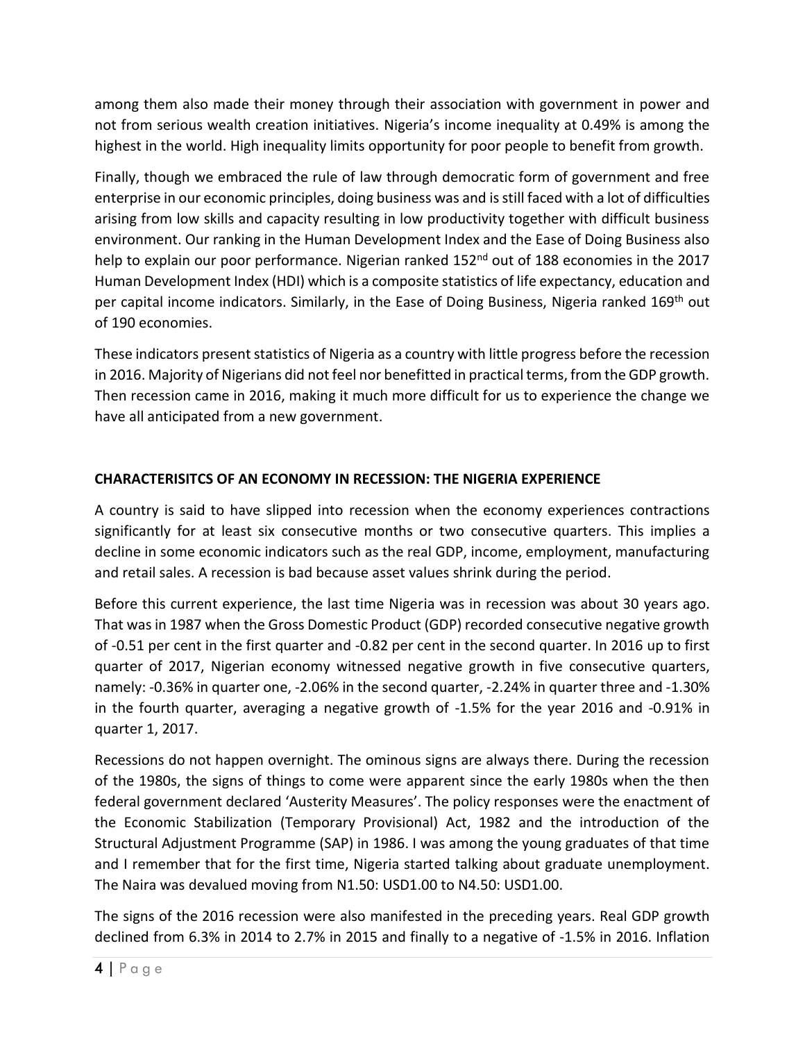among them also made their money through their association with government in power and not from serious wealth creation initiatives. Nigeria's income inequality at 0.49% is among the highest in the world. High inequality limits opportunity for poor people to benefit from growth.

Finally, though we embraced the rule of law through democratic form of government and free enterprise in our economic principles, doing business was and is still faced with a lot of difficulties arising from low skills and capacity resulting in low productivity together with difficult business environment. Our ranking in the Human Development Index and the Ease of Doing Business also help to explain our poor performance. Nigerian ranked 152nd out of 188 economies in the 2017 Human Development Index (HDI) which is a composite statistics of life expectancy, education and per capital income indicators. Similarly, in the Ease of Doing Business, Nigeria ranked 169th out of 190 economies.

These indicators present statistics of Nigeria as a country with little progress before the recession in 2016. Majority of Nigerians did not feel nor benefitted in practical terms, from the GDP growth. Then recession came in 2016, making it much more difficult for us to experience the change we have all anticipated from a new government.

## CHARACTERISITCS OF AN ECONOMY IN RECESSION: THE NIGERIA EXPERIENCE

A country is said to have slipped into recession when the economy experiences contractions significantly for at least six consecutive months or two consecutive quarters. This implies a decline in some economic indicators such as the real GDP, income, employment, manufacturing and retail sales. A recession is bad because asset values shrink during the period.

Before this current experience, the last time Nigeria was in recession was about 30 years ago. That was in 1987 when the Gross Domestic Product (GDP) recorded consecutive negative growth of -0.51 per cent in the first quarter and -0.82 per cent in the second quarter. In 2016 up to first quarter of 2017, Nigerian economy witnessed negative growth in five consecutive quarters, namely: -0.36% in quarter one, -2.06% in the second quarter, -2.24% in quarter three and -1.30% in the fourth quarter, averaging a negative growth of -1.5% for the year 2016 and -0.91% in quarter 1, 2017.

Recessions do not happen overnight. The ominous signs are always there. During the recession of the 1980s, the signs of things to come were apparent since the early 1980s when the then federal government declared 'Austerity Measures'. The policy responses were the enactment of the Economic Stabilization (Temporary Provisional) Act, 1982 and the introduction of the Structural Adjustment Programme (SAP) in 1986. I was among the young graduates of that time and I remember that for the first time, Nigeria started talking about graduate unemployment. The Naira was devalued moving from N1.50: USD1.00 to N4.50: USD1.00.

The signs of the 2016 recession were also manifested in the preceding years. Real GDP growth declined from 6.3% in 2014 to 2.7% in 2015 and finally to a negative of -1.5% in 2016. Inflation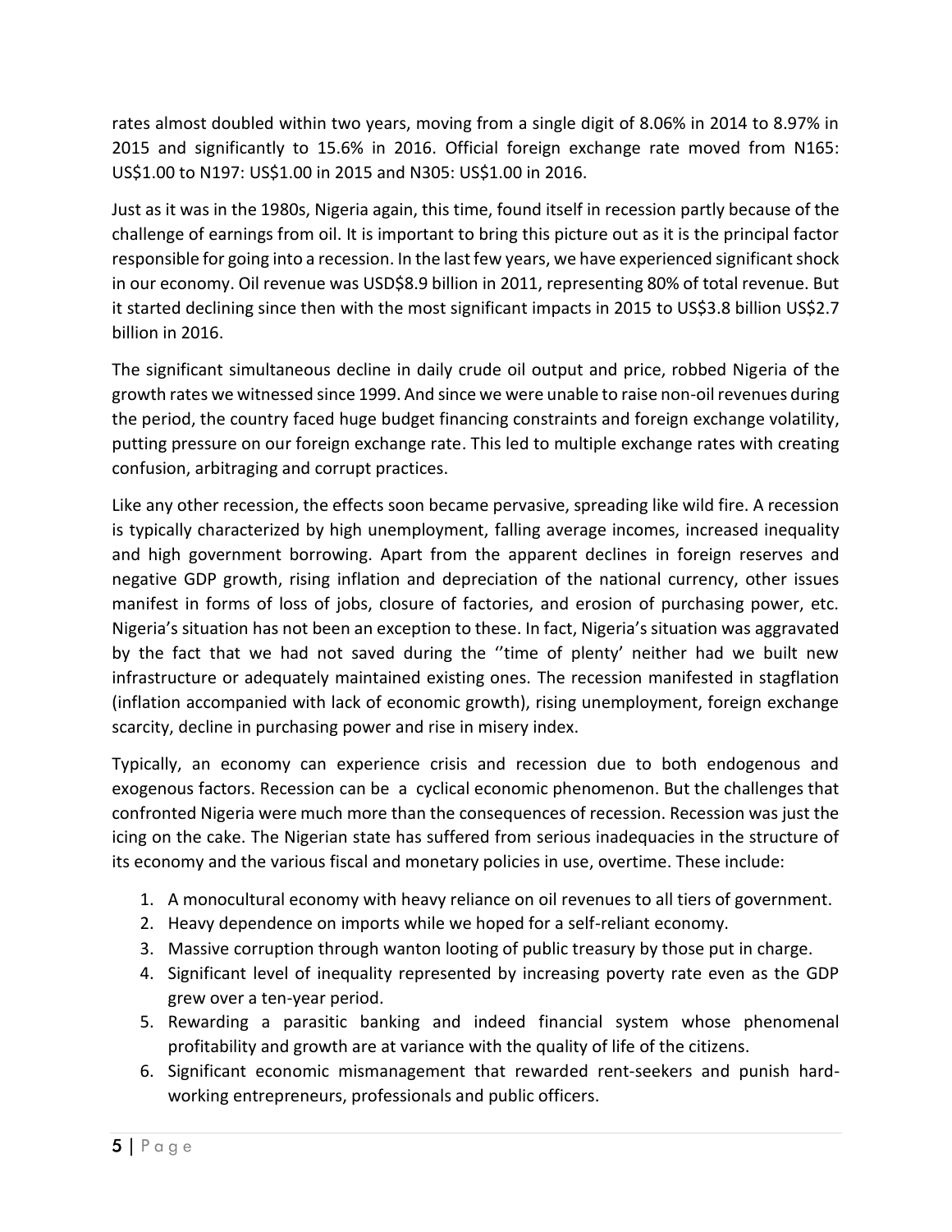rates almost doubled within two years, moving from a single digit of 8.06% in 2014 to 8.97% in 2015 and significantly to 15.6% in 2016. Official foreign exchange rate moved from N165: US$1.00 to N197: US$1.00 in 2015 and N305: US$1.00 in 2016.

Just as it was in the 1980s, Nigeria again, this time, found itself in recession partly because of the challenge of earnings from oil. It is important to bring this picture out as it is the principal factor responsible for going into a recession. In the last few years, we have experienced significant shock in our economy. Oil revenue was USD$8.9 billion in 2011, representing 80% of total revenue. But it started declining since then with the most significant impacts in 2015 to US$3.8 billion US$2.7 billion in 2016.

The significant simultaneous decline in daily crude oil output and price, robbed Nigeria of the growth rates we witnessed since 1999. And since we were unable to raise non-oil revenues during the period, the country faced huge budget financing constraints and foreign exchange volatility, putting pressure on our foreign exchange rate. This led to multiple exchange rates with creating confusion, arbitraging and corrupt practices.

Like any other recession, the effects soon became pervasive, spreading like wild fire. A recession is typically characterized by high unemployment, falling average incomes, increased inequality and high government borrowing. Apart from the apparent declines in foreign reserves and negative GDP growth, rising inflation and depreciation of the national currency, other issues manifest in forms of loss of jobs, closure of factories, and erosion of purchasing power, etc. Nigeria's situation has not been an exception to these. In fact, Nigeria's situation was aggravated by the fact that we had not saved during the ''time of plenty' neither had we built new infrastructure or adequately maintained existing ones. The recession manifested in stagflation (inflation accompanied with lack of economic growth), rising unemployment, foreign exchange scarcity, decline in purchasing power and rise in misery index.

Typically, an economy can experience crisis and recession due to both endogenous and exogenous factors. Recession can be a cyclical economic phenomenon. But the challenges that confronted Nigeria were much more than the consequences of recession. Recession was just the icing on the cake. The Nigerian state has suffered from serious inadequacies in the structure of its economy and the various fiscal and monetary policies in use, overtime. These include:

1. A monocultural economy with heavy reliance on oil revenues to all tiers of government.
2. Heavy dependence on imports while we hoped for a self-reliant economy.
3. Massive corruption through wanton looting of public treasury by those put in charge.
4. Significant level of inequality represented by increasing poverty rate even as the GDP grew over a ten-year period.
5. Rewarding a parasitic banking and indeed financial system whose phenomenal profitability and growth are at variance with the quality of life of the citizens.
6. Significant economic mismanagement that rewarded rent-seekers and punish hard-working entrepreneurs, professionals and public officers.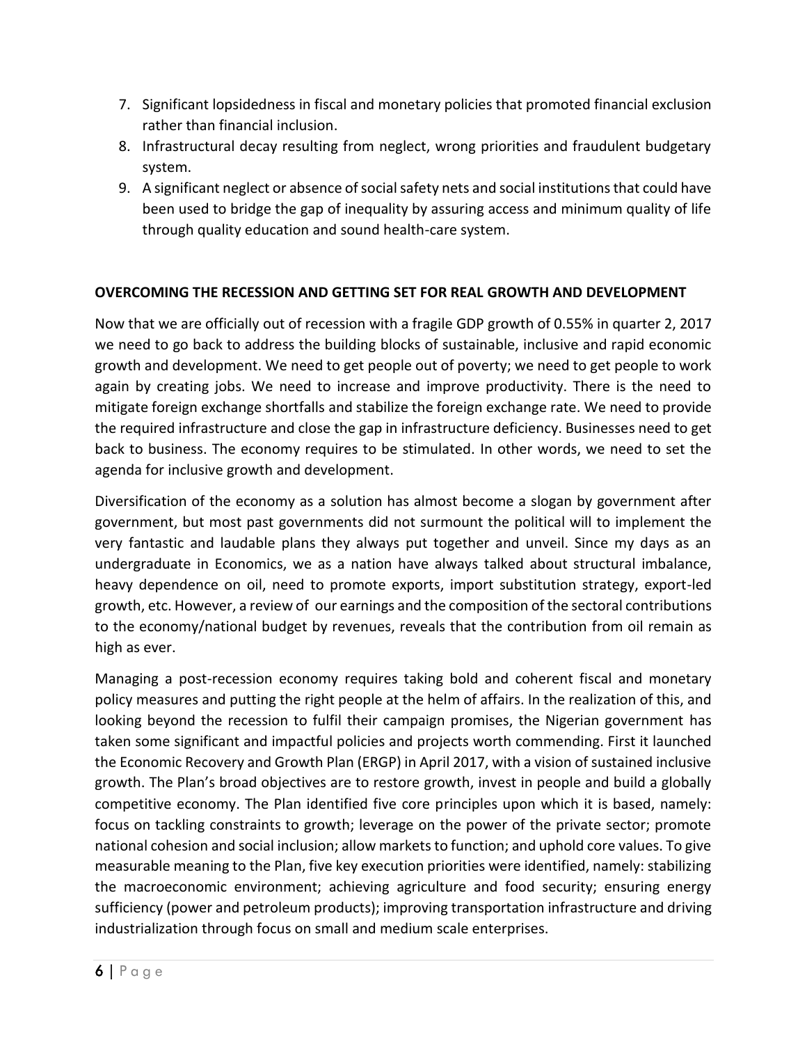7. Significant lopsidedness in fiscal and monetary policies that promoted financial exclusion rather than financial inclusion.
8. Infrastructural decay resulting from neglect, wrong priorities and fraudulent budgetary system.
9. A significant neglect or absence of social safety nets and social institutions that could have been used to bridge the gap of inequality by assuring access and minimum quality of life through quality education and sound health-care system.

**OVERCOMING THE RECESSION AND GETTING SET FOR REAL GROWTH AND DEVELOPMENT**

Now that we are officially out of recession with a fragile GDP growth of 0.55% in quarter 2, 2017 we need to go back to address the building blocks of sustainable, inclusive and rapid economic growth and development. We need to get people out of poverty; we need to get people to work again by creating jobs. We need to increase and improve productivity. There is the need to mitigate foreign exchange shortfalls and stabilize the foreign exchange rate. We need to provide the required infrastructure and close the gap in infrastructure deficiency. Businesses need to get back to business. The economy requires to be stimulated. In other words, we need to set the agenda for inclusive growth and development.

Diversification of the economy as a solution has almost become a slogan by government after government, but most past governments did not surmount the political will to implement the very fantastic and laudable plans they always put together and unveil. Since my days as an undergraduate in Economics, we as a nation have always talked about structural imbalance, heavy dependence on oil, need to promote exports, import substitution strategy, export-led growth, etc. However, a review of our earnings and the composition of the sectoral contributions to the economy/national budget by revenues, reveals that the contribution from oil remain as high as ever.

Managing a post-recession economy requires taking bold and coherent fiscal and monetary policy measures and putting the right people at the helm of affairs. In the realization of this, and looking beyond the recession to fulfil their campaign promises, the Nigerian government has taken some significant and impactful policies and projects worth commending. First it launched the Economic Recovery and Growth Plan (ERGP) in April 2017, with a vision of sustained inclusive growth. The Plan's broad objectives are to restore growth, invest in people and build a globally competitive economy. The Plan identified five core principles upon which it is based, namely: focus on tackling constraints to growth; leverage on the power of the private sector; promote national cohesion and social inclusion; allow markets to function; and uphold core values. To give measurable meaning to the Plan, five key execution priorities were identified, namely: stabilizing the macroeconomic environment; achieving agriculture and food security; ensuring energy sufficiency (power and petroleum products); improving transportation infrastructure and driving industrialization through focus on small and medium scale enterprises.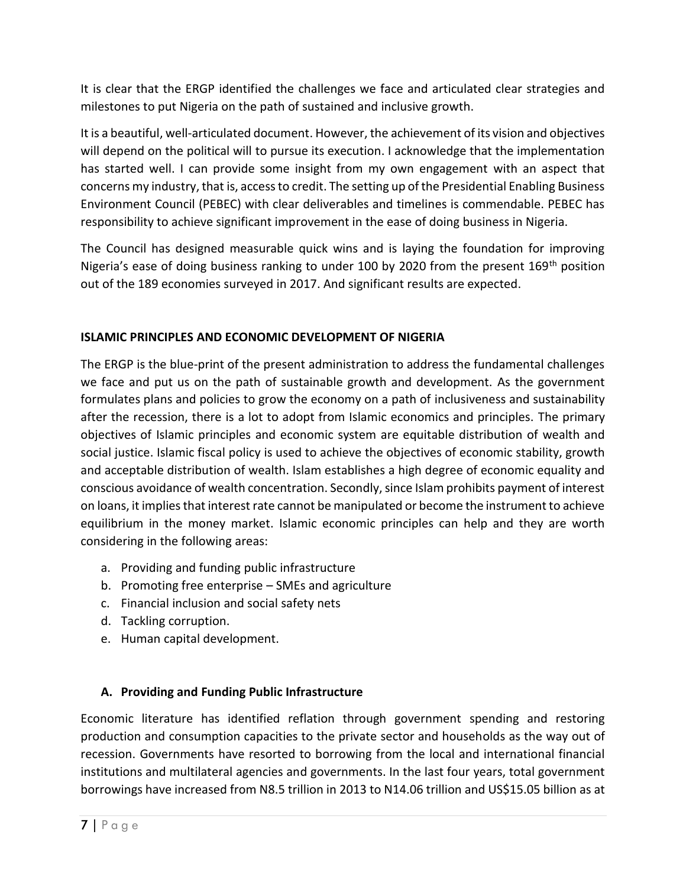It is clear that the ERGP identified the challenges we face and articulated clear strategies and milestones to put Nigeria on the path of sustained and inclusive growth.

It is a beautiful, well-articulated document. However, the achievement of its vision and objectives will depend on the political will to pursue its execution. I acknowledge that the implementation has started well. I can provide some insight from my own engagement with an aspect that concerns my industry, that is, access to credit. The setting up of the Presidential Enabling Business Environment Council (PEBEC) with clear deliverables and timelines is commendable. PEBEC has responsibility to achieve significant improvement in the ease of doing business in Nigeria.

The Council has designed measurable quick wins and is laying the foundation for improving Nigeria's ease of doing business ranking to under 100 by 2020 from the present 169th position out of the 189 economies surveyed in 2017. And significant results are expected.

**ISLAMIC PRINCIPLES AND ECONOMIC DEVELOPMENT OF NIGERIA**

The ERGP is the blue-print of the present administration to address the fundamental challenges we face and put us on the path of sustainable growth and development. As the government formulates plans and policies to grow the economy on a path of inclusiveness and sustainability after the recession, there is a lot to adopt from Islamic economics and principles. The primary objectives of Islamic principles and economic system are equitable distribution of wealth and social justice. Islamic fiscal policy is used to achieve the objectives of economic stability, growth and acceptable distribution of wealth. Islam establishes a high degree of economic equality and conscious avoidance of wealth concentration. Secondly, since Islam prohibits payment of interest on loans, it implies that interest rate cannot be manipulated or become the instrument to achieve equilibrium in the money market. Islamic economic principles can help and they are worth considering in the following areas:

a. Providing and funding public infrastructure
b. Promoting free enterprise – SMEs and agriculture
c. Financial inclusion and social safety nets
d. Tackling corruption.
e. Human capital development.

**A. Providing and Funding Public Infrastructure**

Economic literature has identified reflation through government spending and restoring production and consumption capacities to the private sector and households as the way out of recession. Governments have resorted to borrowing from the local and international financial institutions and multilateral agencies and governments. In the last four years, total government borrowings have increased from N8.5 trillion in 2013 to N14.06 trillion and US$15.05 billion as at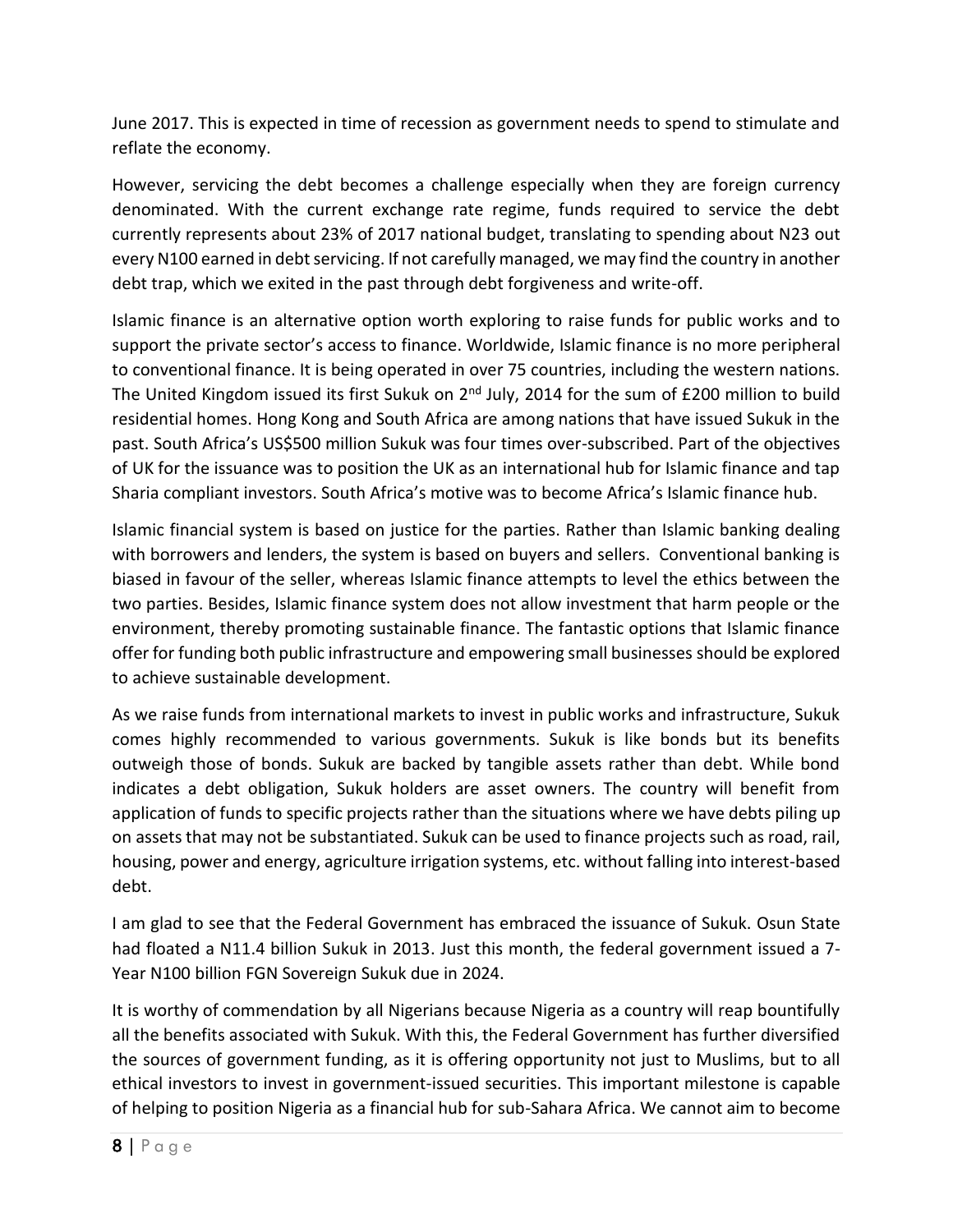June 2017. This is expected in time of recession as government needs to spend to stimulate and reflate the economy.

However, servicing the debt becomes a challenge especially when they are foreign currency denominated. With the current exchange rate regime, funds required to service the debt currently represents about 23% of 2017 national budget, translating to spending about N23 out every N100 earned in debt servicing. If not carefully managed, we may find the country in another debt trap, which we exited in the past through debt forgiveness and write-off.

Islamic finance is an alternative option worth exploring to raise funds for public works and to support the private sector's access to finance. Worldwide, Islamic finance is no more peripheral to conventional finance. It is being operated in over 75 countries, including the western nations. The United Kingdom issued its first Sukuk on 2nd July, 2014 for the sum of £200 million to build residential homes. Hong Kong and South Africa are among nations that have issued Sukuk in the past. South Africa's US$500 million Sukuk was four times over-subscribed. Part of the objectives of UK for the issuance was to position the UK as an international hub for Islamic finance and tap Sharia compliant investors. South Africa's motive was to become Africa's Islamic finance hub.

Islamic financial system is based on justice for the parties. Rather than Islamic banking dealing with borrowers and lenders, the system is based on buyers and sellers. Conventional banking is biased in favour of the seller, whereas Islamic finance attempts to level the ethics between the two parties. Besides, Islamic finance system does not allow investment that harm people or the environment, thereby promoting sustainable finance. The fantastic options that Islamic finance offer for funding both public infrastructure and empowering small businesses should be explored to achieve sustainable development.

As we raise funds from international markets to invest in public works and infrastructure, Sukuk comes highly recommended to various governments. Sukuk is like bonds but its benefits outweigh those of bonds. Sukuk are backed by tangible assets rather than debt. While bond indicates a debt obligation, Sukuk holders are asset owners. The country will benefit from application of funds to specific projects rather than the situations where we have debts piling up on assets that may not be substantiated. Sukuk can be used to finance projects such as road, rail, housing, power and energy, agriculture irrigation systems, etc. without falling into interest-based debt.

I am glad to see that the Federal Government has embraced the issuance of Sukuk. Osun State had floated a N11.4 billion Sukuk in 2013. Just this month, the federal government issued a 7-Year N100 billion FGN Sovereign Sukuk due in 2024.

It is worthy of commendation by all Nigerians because Nigeria as a country will reap bountifully all the benefits associated with Sukuk. With this, the Federal Government has further diversified the sources of government funding, as it is offering opportunity not just to Muslims, but to all ethical investors to invest in government-issued securities. This important milestone is capable of helping to position Nigeria as a financial hub for sub-Sahara Africa. We cannot aim to become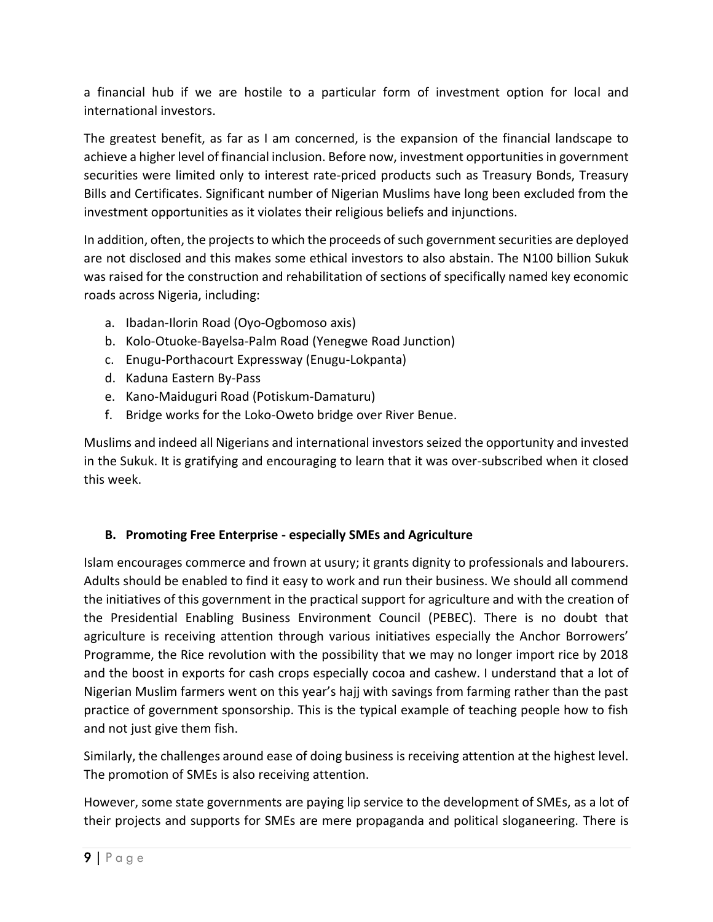a financial hub if we are hostile to a particular form of investment option for local and international investors.

The greatest benefit, as far as I am concerned, is the expansion of the financial landscape to achieve a higher level of financial inclusion. Before now, investment opportunities in government securities were limited only to interest rate-priced products such as Treasury Bonds, Treasury Bills and Certificates. Significant number of Nigerian Muslims have long been excluded from the investment opportunities as it violates their religious beliefs and injunctions.

In addition, often, the projects to which the proceeds of such government securities are deployed are not disclosed and this makes some ethical investors to also abstain. The N100 billion Sukuk was raised for the construction and rehabilitation of sections of specifically named key economic roads across Nigeria, including:

a. Ibadan-Ilorin Road (Oyo-Ogbomoso axis)
b. Kolo-Otuoke-Bayelsa-Palm Road (Yenegwe Road Junction)
c. Enugu-Porthacourt Expressway (Enugu-Lokpanta)
d. Kaduna Eastern By-Pass
e. Kano-Maiduguri Road (Potiskum-Damaturu)
f. Bridge works for the Loko-Oweto bridge over River Benue.

Muslims and indeed all Nigerians and international investors seized the opportunity and invested in the Sukuk. It is gratifying and encouraging to learn that it was over-subscribed when it closed this week.

### B. Promoting Free Enterprise - especially SMEs and Agriculture

Islam encourages commerce and frown at usury; it grants dignity to professionals and labourers. Adults should be enabled to find it easy to work and run their business. We should all commend the initiatives of this government in the practical support for agriculture and with the creation of the Presidential Enabling Business Environment Council (PEBEC). There is no doubt that agriculture is receiving attention through various initiatives especially the Anchor Borrowers' Programme, the Rice revolution with the possibility that we may no longer import rice by 2018 and the boost in exports for cash crops especially cocoa and cashew. I understand that a lot of Nigerian Muslim farmers went on this year's hajj with savings from farming rather than the past practice of government sponsorship. This is the typical example of teaching people how to fish and not just give them fish.

Similarly, the challenges around ease of doing business is receiving attention at the highest level. The promotion of SMEs is also receiving attention.

However, some state governments are paying lip service to the development of SMEs, as a lot of their projects and supports for SMEs are mere propaganda and political sloganeering. There is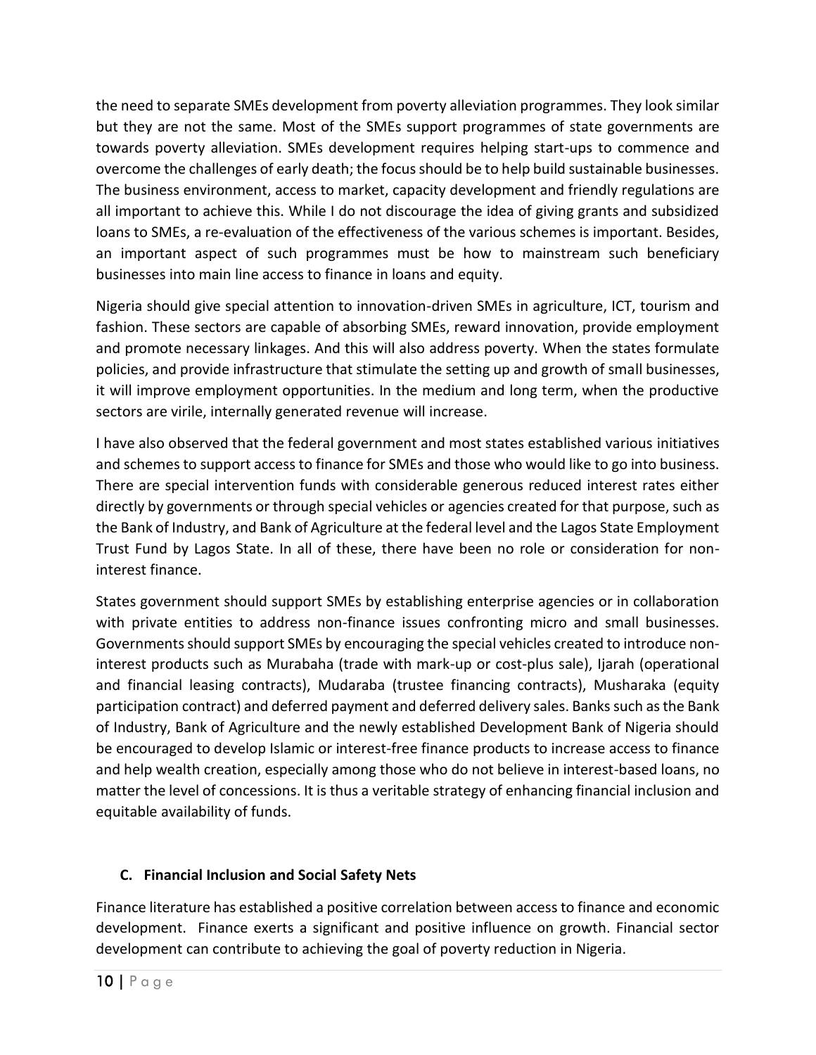the need to separate SMEs development from poverty alleviation programmes. They look similar but they are not the same. Most of the SMEs support programmes of state governments are towards poverty alleviation. SMEs development requires helping start-ups to commence and overcome the challenges of early death; the focus should be to help build sustainable businesses. The business environment, access to market, capacity development and friendly regulations are all important to achieve this. While I do not discourage the idea of giving grants and subsidized loans to SMEs, a re-evaluation of the effectiveness of the various schemes is important. Besides, an important aspect of such programmes must be how to mainstream such beneficiary businesses into main line access to finance in loans and equity.

Nigeria should give special attention to innovation-driven SMEs in agriculture, ICT, tourism and fashion. These sectors are capable of absorbing SMEs, reward innovation, provide employment and promote necessary linkages. And this will also address poverty. When the states formulate policies, and provide infrastructure that stimulate the setting up and growth of small businesses, it will improve employment opportunities. In the medium and long term, when the productive sectors are virile, internally generated revenue will increase.

I have also observed that the federal government and most states established various initiatives and schemes to support access to finance for SMEs and those who would like to go into business. There are special intervention funds with considerable generous reduced interest rates either directly by governments or through special vehicles or agencies created for that purpose, such as the Bank of Industry, and Bank of Agriculture at the federal level and the Lagos State Employment Trust Fund by Lagos State. In all of these, there have been no role or consideration for non-interest finance.

States government should support SMEs by establishing enterprise agencies or in collaboration with private entities to address non-finance issues confronting micro and small businesses. Governments should support SMEs by encouraging the special vehicles created to introduce non-interest products such as Murabaha (trade with mark-up or cost-plus sale), Ijarah (operational and financial leasing contracts), Mudaraba (trustee financing contracts), Musharaka (equity participation contract) and deferred payment and deferred delivery sales. Banks such as the Bank of Industry, Bank of Agriculture and the newly established Development Bank of Nigeria should be encouraged to develop Islamic or interest-free finance products to increase access to finance and help wealth creation, especially among those who do not believe in interest-based loans, no matter the level of concessions. It is thus a veritable strategy of enhancing financial inclusion and equitable availability of funds.

### C. Financial Inclusion and Social Safety Nets

Finance literature has established a positive correlation between access to finance and economic development. Finance exerts a significant and positive influence on growth. Financial sector development can contribute to achieving the goal of poverty reduction in Nigeria.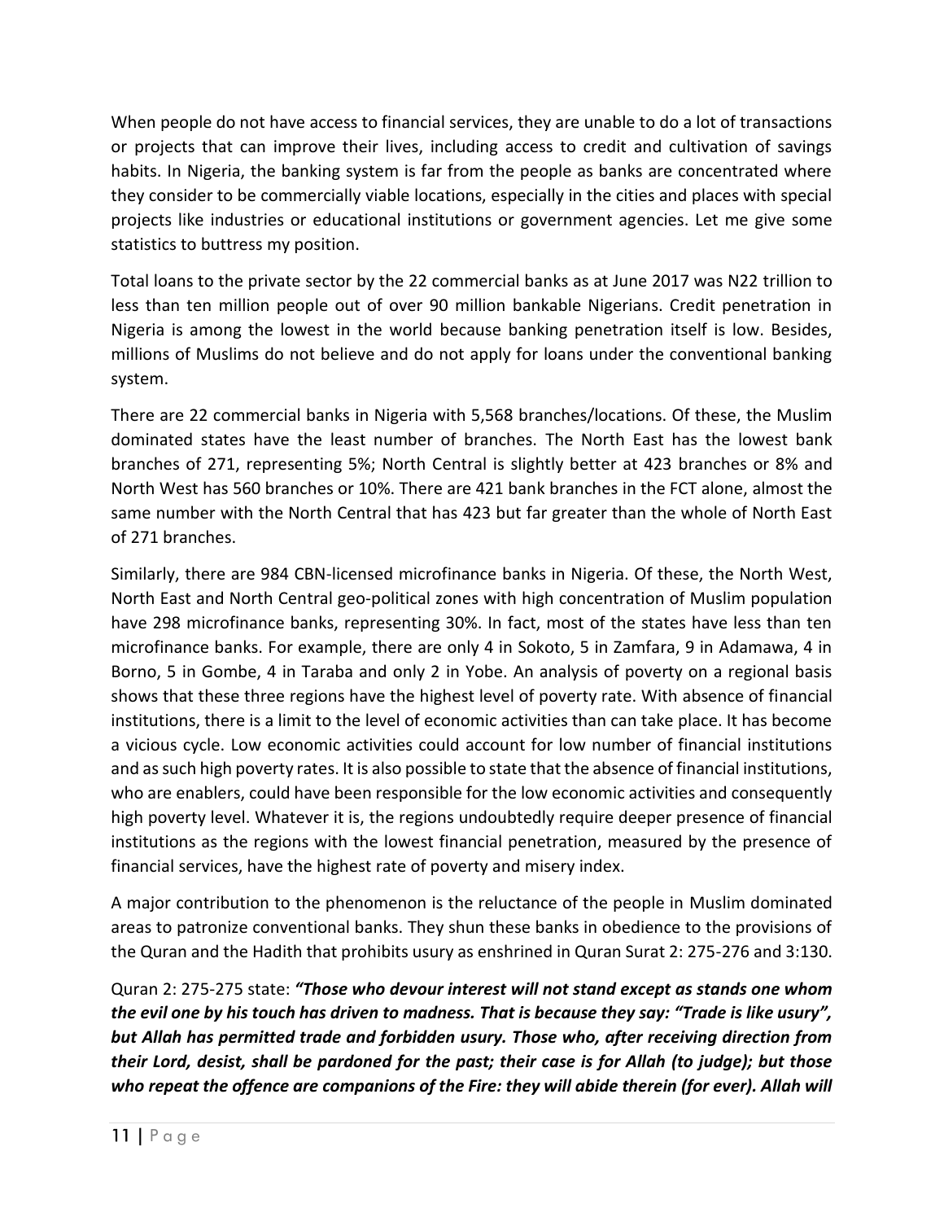When people do not have access to financial services, they are unable to do a lot of transactions or projects that can improve their lives, including access to credit and cultivation of savings habits. In Nigeria, the banking system is far from the people as banks are concentrated where they consider to be commercially viable locations, especially in the cities and places with special projects like industries or educational institutions or government agencies. Let me give some statistics to buttress my position.

Total loans to the private sector by the 22 commercial banks as at June 2017 was N22 trillion to less than ten million people out of over 90 million bankable Nigerians. Credit penetration in Nigeria is among the lowest in the world because banking penetration itself is low. Besides, millions of Muslims do not believe and do not apply for loans under the conventional banking system.

There are 22 commercial banks in Nigeria with 5,568 branches/locations. Of these, the Muslim dominated states have the least number of branches. The North East has the lowest bank branches of 271, representing 5%; North Central is slightly better at 423 branches or 8% and North West has 560 branches or 10%. There are 421 bank branches in the FCT alone, almost the same number with the North Central that has 423 but far greater than the whole of North East of 271 branches.

Similarly, there are 984 CBN-licensed microfinance banks in Nigeria. Of these, the North West, North East and North Central geo-political zones with high concentration of Muslim population have 298 microfinance banks, representing 30%. In fact, most of the states have less than ten microfinance banks. For example, there are only 4 in Sokoto, 5 in Zamfara, 9 in Adamawa, 4 in Borno, 5 in Gombe, 4 in Taraba and only 2 in Yobe. An analysis of poverty on a regional basis shows that these three regions have the highest level of poverty rate. With absence of financial institutions, there is a limit to the level of economic activities than can take place. It has become a vicious cycle. Low economic activities could account for low number of financial institutions and as such high poverty rates. It is also possible to state that the absence of financial institutions, who are enablers, could have been responsible for the low economic activities and consequently high poverty level. Whatever it is, the regions undoubtedly require deeper presence of financial institutions as the regions with the lowest financial penetration, measured by the presence of financial services, have the highest rate of poverty and misery index.

A major contribution to the phenomenon is the reluctance of the people in Muslim dominated areas to patronize conventional banks. They shun these banks in obedience to the provisions of the Quran and the Hadith that prohibits usury as enshrined in Quran Surat 2: 275-276 and 3:130.

Quran 2: 275-275 state: ***"Those who devour interest will not stand except as stands one whom the evil one by his touch has driven to madness. That is because they say: "Trade is like usury", but Allah has permitted trade and forbidden usury. Those who, after receiving direction from their Lord, desist, shall be pardoned for the past; their case is for Allah (to judge); but those who repeat the offence are companions of the Fire: they will abide therein (for ever). Allah will***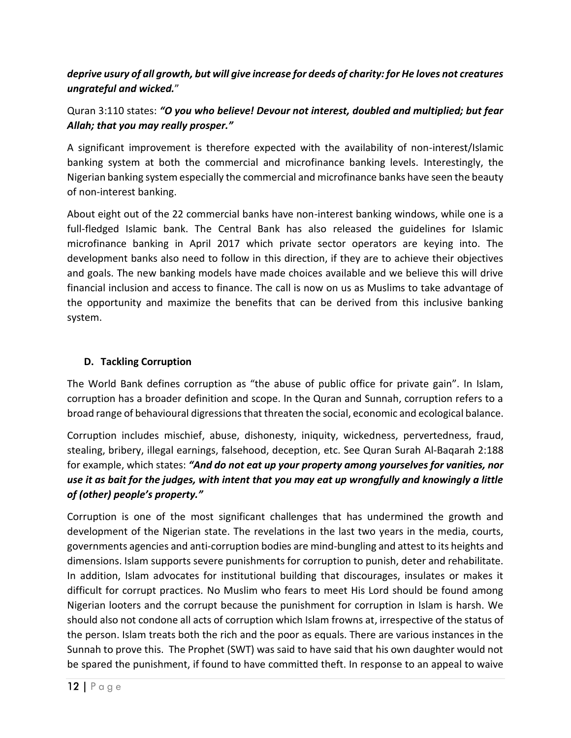*deprive usury of all growth, but will give increase for deeds of charity: for He loves not creatures ungrateful and wicked.*"

Quran 3:110 states: ***"O you who believe! Devour not interest, doubled and multiplied; but fear Allah; that you may really prosper."***

A significant improvement is therefore expected with the availability of non-interest/Islamic banking system at both the commercial and microfinance banking levels. Interestingly, the Nigerian banking system especially the commercial and microfinance banks have seen the beauty of non-interest banking.

About eight out of the 22 commercial banks have non-interest banking windows, while one is a full-fledged Islamic bank. The Central Bank has also released the guidelines for Islamic microfinance banking in April 2017 which private sector operators are keying into. The development banks also need to follow in this direction, if they are to achieve their objectives and goals. The new banking models have made choices available and we believe this will drive financial inclusion and access to finance. The call is now on us as Muslims to take advantage of the opportunity and maximize the benefits that can be derived from this inclusive banking system.

### D. Tackling Corruption

The World Bank defines corruption as "the abuse of public office for private gain". In Islam, corruption has a broader definition and scope. In the Quran and Sunnah, corruption refers to a broad range of behavioural digressions that threaten the social, economic and ecological balance.

Corruption includes mischief, abuse, dishonesty, iniquity, wickedness, pervertedness, fraud, stealing, bribery, illegal earnings, falsehood, deception, etc. See Quran Surah Al-Baqarah 2:188 for example, which states: ***"And do not eat up your property among yourselves for vanities, nor use it as bait for the judges, with intent that you may eat up wrongfully and knowingly a little of (other) people's property."***

Corruption is one of the most significant challenges that has undermined the growth and development of the Nigerian state. The revelations in the last two years in the media, courts, governments agencies and anti-corruption bodies are mind-bungling and attest to its heights and dimensions. Islam supports severe punishments for corruption to punish, deter and rehabilitate. In addition, Islam advocates for institutional building that discourages, insulates or makes it difficult for corrupt practices. No Muslim who fears to meet His Lord should be found among Nigerian looters and the corrupt because the punishment for corruption in Islam is harsh. We should also not condone all acts of corruption which Islam frowns at, irrespective of the status of the person. Islam treats both the rich and the poor as equals. There are various instances in the Sunnah to prove this. The Prophet (SWT) was said to have said that his own daughter would not be spared the punishment, if found to have committed theft. In response to an appeal to waive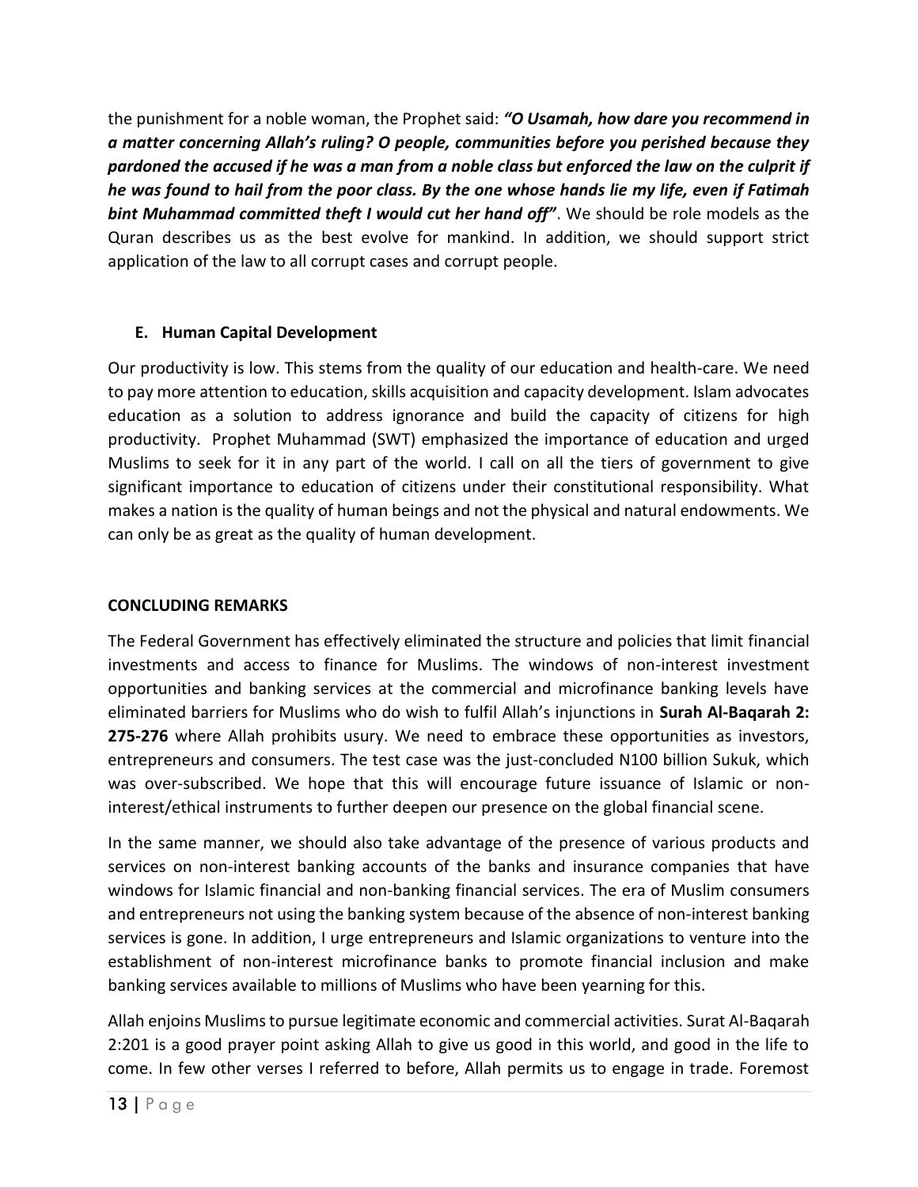the punishment for a noble woman, the Prophet said: ***"O Usamah, how dare you recommend in a matter concerning Allah's ruling? O people, communities before you perished because they pardoned the accused if he was a man from a noble class but enforced the law on the culprit if he was found to hail from the poor class. By the one whose hands lie my life, even if Fatimah bint Muhammad committed theft I would cut her hand off"***. We should be role models as the Quran describes us as the best evolve for mankind. In addition, we should support strict application of the law to all corrupt cases and corrupt people.

**E. Human Capital Development**

Our productivity is low. This stems from the quality of our education and health-care. We need to pay more attention to education, skills acquisition and capacity development. Islam advocates education as a solution to address ignorance and build the capacity of citizens for high productivity. Prophet Muhammad (SWT) emphasized the importance of education and urged Muslims to seek for it in any part of the world. I call on all the tiers of government to give significant importance to education of citizens under their constitutional responsibility. What makes a nation is the quality of human beings and not the physical and natural endowments. We can only be as great as the quality of human development.

## CONCLUDING REMARKS

The Federal Government has effectively eliminated the structure and policies that limit financial investments and access to finance for Muslims. The windows of non-interest investment opportunities and banking services at the commercial and microfinance banking levels have eliminated barriers for Muslims who do wish to fulfil Allah's injunctions in **Surah Al-Baqarah 2: 275-276** where Allah prohibits usury. We need to embrace these opportunities as investors, entrepreneurs and consumers. The test case was the just-concluded N100 billion Sukuk, which was over-subscribed. We hope that this will encourage future issuance of Islamic or non-interest/ethical instruments to further deepen our presence on the global financial scene.

In the same manner, we should also take advantage of the presence of various products and services on non-interest banking accounts of the banks and insurance companies that have windows for Islamic financial and non-banking financial services. The era of Muslim consumers and entrepreneurs not using the banking system because of the absence of non-interest banking services is gone. In addition, I urge entrepreneurs and Islamic organizations to venture into the establishment of non-interest microfinance banks to promote financial inclusion and make banking services available to millions of Muslims who have been yearning for this.

Allah enjoins Muslims to pursue legitimate economic and commercial activities. Surat Al-Baqarah 2:201 is a good prayer point asking Allah to give us good in this world, and good in the life to come. In few other verses I referred to before, Allah permits us to engage in trade. Foremost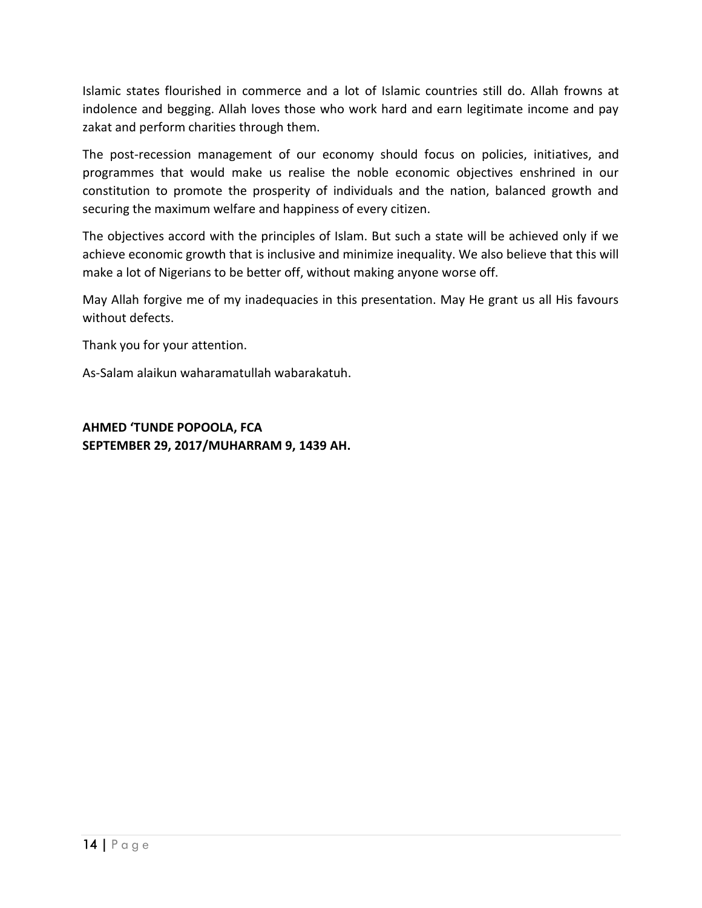Islamic states flourished in commerce and a lot of Islamic countries still do. Allah frowns at indolence and begging. Allah loves those who work hard and earn legitimate income and pay zakat and perform charities through them.

The post-recession management of our economy should focus on policies, initiatives, and programmes that would make us realise the noble economic objectives enshrined in our constitution to promote the prosperity of individuals and the nation, balanced growth and securing the maximum welfare and happiness of every citizen.

The objectives accord with the principles of Islam. But such a state will be achieved only if we achieve economic growth that is inclusive and minimize inequality. We also believe that this will make a lot of Nigerians to be better off, without making anyone worse off.

May Allah forgive me of my inadequacies in this presentation. May He grant us all His favours without defects.

Thank you for your attention.

As-Salam alaikun waharamatullah wabarakatuh.

**AHMED 'TUNDE POPOOLA, FCA**
**SEPTEMBER 29, 2017/MUHARRAM 9, 1439 AH.**